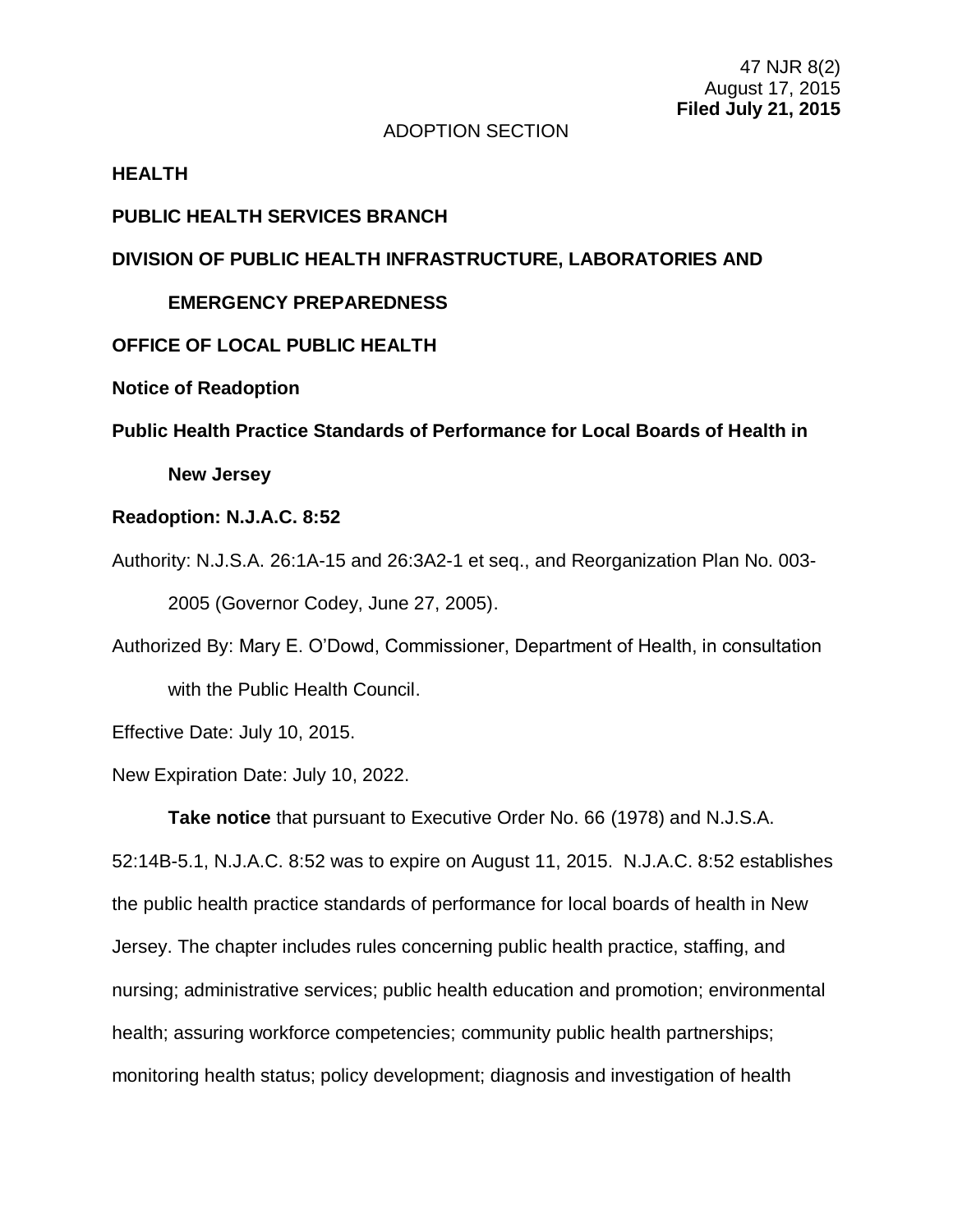47 NJR 8(2)
August 17, 2015
**Filed July 21, 2015**

ADOPTION SECTION

**HEALTH**

**PUBLIC HEALTH SERVICES BRANCH**

**DIVISION OF PUBLIC HEALTH INFRASTRUCTURE, LABORATORIES AND EMERGENCY PREPAREDNESS**

**OFFICE OF LOCAL PUBLIC HEALTH**

**Notice of Readoption**

**Public Health Practice Standards of Performance for Local Boards of Health in New Jersey**

**Readoption: N.J.A.C. 8:52**

Authority: N.J.S.A. 26:1A-15 and 26:3A2-1 et seq., and Reorganization Plan No. 003-2005 (Governor Codey, June 27, 2005).

Authorized By: Mary E. O'Dowd, Commissioner, Department of Health, in consultation with the Public Health Council.

Effective Date: July 10, 2015.

New Expiration Date: July 10, 2022.

**Take notice** that pursuant to Executive Order No. 66 (1978) and N.J.S.A. 52:14B-5.1, N.J.A.C. 8:52 was to expire on August 11, 2015. N.J.A.C. 8:52 establishes the public health practice standards of performance for local boards of health in New Jersey. The chapter includes rules concerning public health practice, staffing, and nursing; administrative services; public health education and promotion; environmental health; assuring workforce competencies; community public health partnerships; monitoring health status; policy development; diagnosis and investigation of health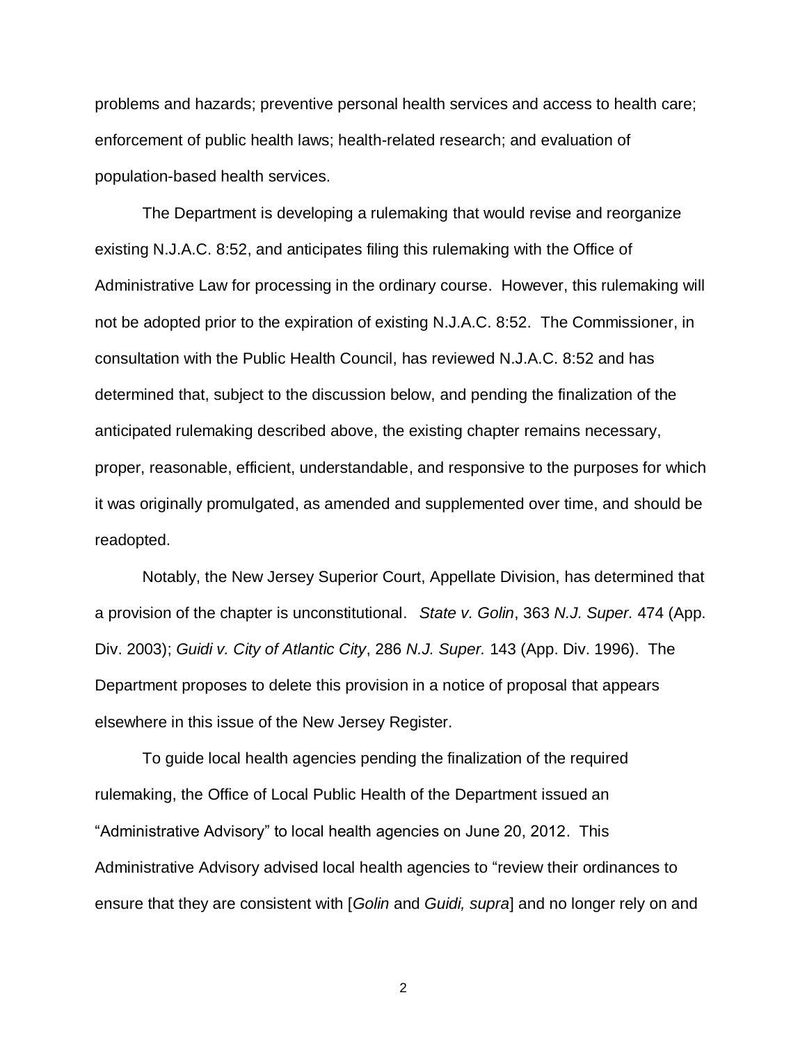problems and hazards; preventive personal health services and access to health care; enforcement of public health laws; health-related research; and evaluation of population-based health services.

The Department is developing a rulemaking that would revise and reorganize existing N.J.A.C. 8:52, and anticipates filing this rulemaking with the Office of Administrative Law for processing in the ordinary course. However, this rulemaking will not be adopted prior to the expiration of existing N.J.A.C. 8:52. The Commissioner, in consultation with the Public Health Council, has reviewed N.J.A.C. 8:52 and has determined that, subject to the discussion below, and pending the finalization of the anticipated rulemaking described above, the existing chapter remains necessary, proper, reasonable, efficient, understandable, and responsive to the purposes for which it was originally promulgated, as amended and supplemented over time, and should be readopted.

Notably, the New Jersey Superior Court, Appellate Division, has determined that a provision of the chapter is unconstitutional. *State v. Golin*, 363 *N.J. Super.* 474 (App. Div. 2003); *Guidi v. City of Atlantic City*, 286 *N.J. Super.* 143 (App. Div. 1996). The Department proposes to delete this provision in a notice of proposal that appears elsewhere in this issue of the New Jersey Register.

To guide local health agencies pending the finalization of the required rulemaking, the Office of Local Public Health of the Department issued an "Administrative Advisory" to local health agencies on June 20, 2012. This Administrative Advisory advised local health agencies to "review their ordinances to ensure that they are consistent with [*Golin* and *Guidi, supra*] and no longer rely on and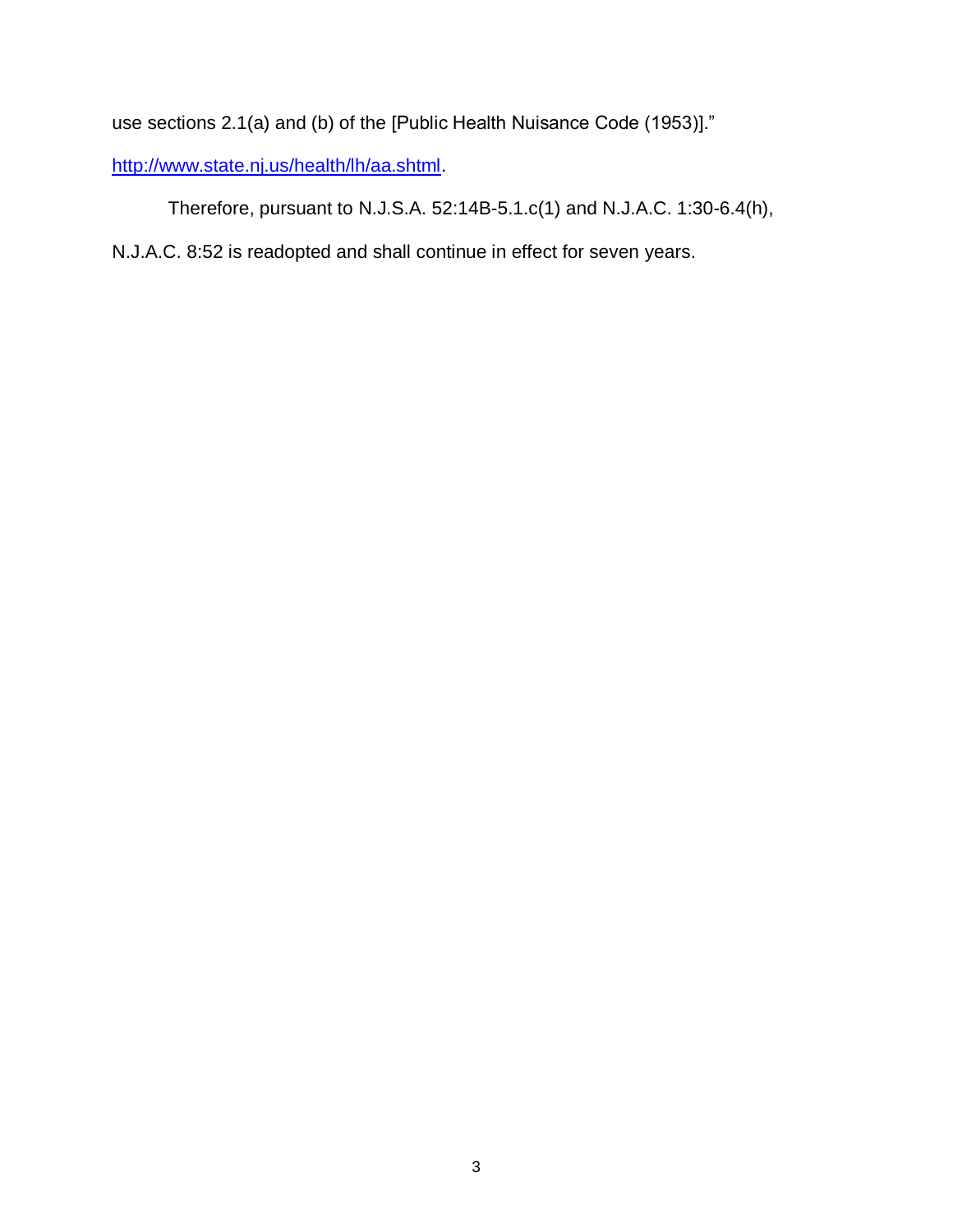use sections 2.1(a) and (b) of the [Public Health Nuisance Code (1953)]."

http://www.state.nj.us/health/lh/aa.shtml.

Therefore, pursuant to N.J.S.A. 52:14B-5.1.c(1) and N.J.A.C. 1:30-6.4(h), N.J.A.C. 8:52 is readopted and shall continue in effect for seven years.